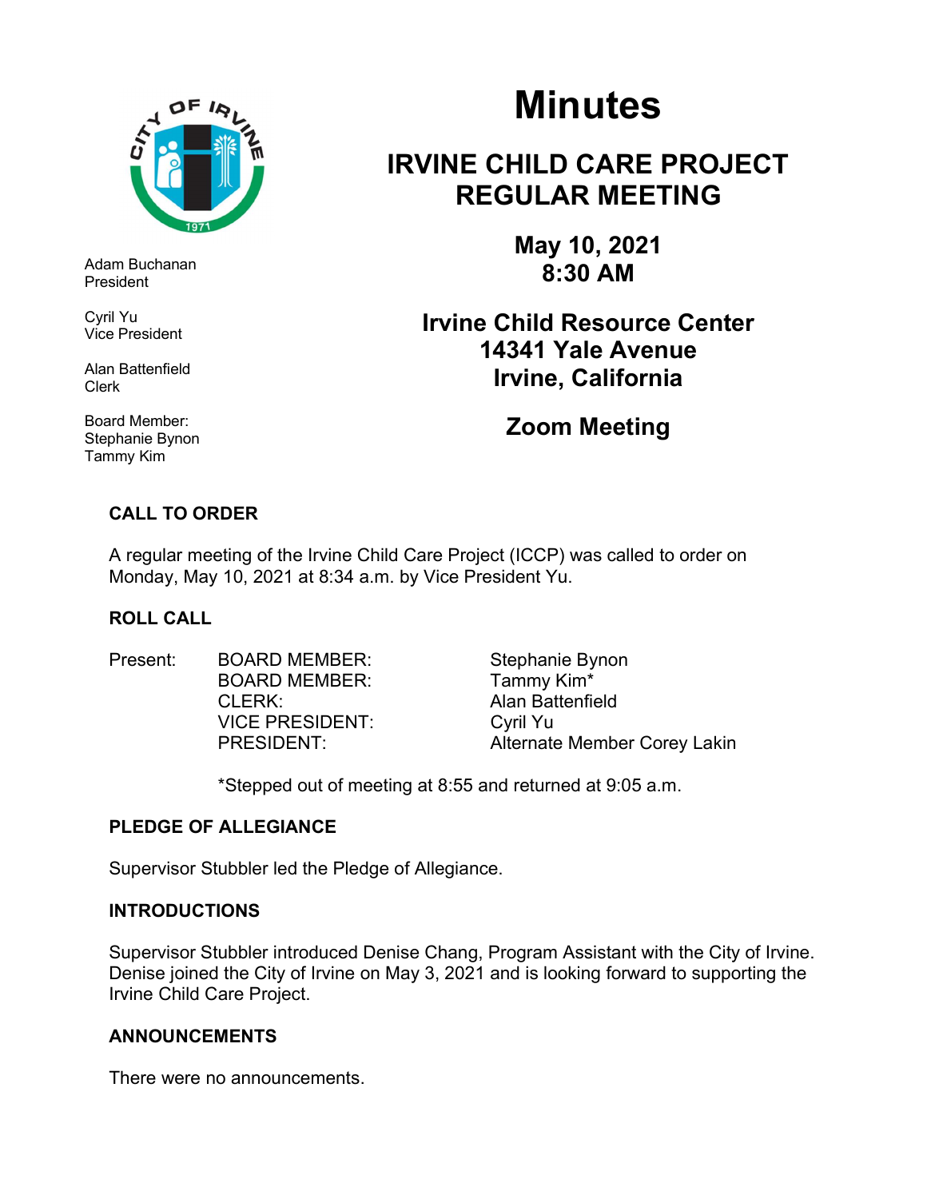Adam Buchanan
President

Cyril Yu
Vice President

Alan Battenfield
Clerk

Board Member:
Stephanie Bynon
Tammy Kim

# Minutes

## IRVINE CHILD CARE PROJECT REGULAR MEETING

### May 10, 2021
### 8:30 AM

### Irvine Child Resource Center
### 14341 Yale Avenue
### Irvine, California

### Zoom Meeting

**CALL TO ORDER**

A regular meeting of the Irvine Child Care Project (ICCP) was called to order on Monday, May 10, 2021 at 8:34 a.m. by Vice President Yu.

**ROLL CALL**

| Present: | BOARD MEMBER: | Stephanie Bynon |
|---|---|---|
| | BOARD MEMBER: | Tammy Kim* |
| | CLERK: | Alan Battenfield |
| | VICE PRESIDENT: | Cyril Yu |
| | PRESIDENT: | Alternate Member Corey Lakin |

*Stepped out of meeting at 8:55 and returned at 9:05 a.m.

**PLEDGE OF ALLEGIANCE**

Supervisor Stubbler led the Pledge of Allegiance.

**INTRODUCTIONS**

Supervisor Stubbler introduced Denise Chang, Program Assistant with the City of Irvine. Denise joined the City of Irvine on May 3, 2021 and is looking forward to supporting the Irvine Child Care Project.

**ANNOUNCEMENTS**

There were no announcements.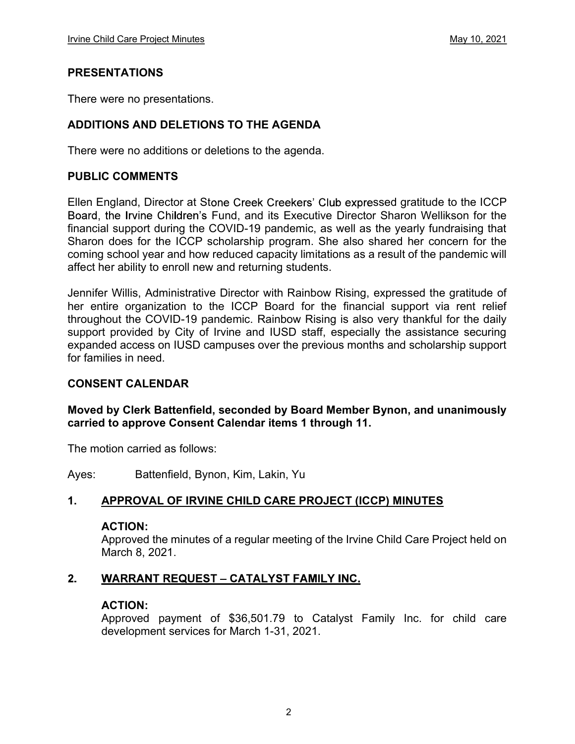## PRESENTATIONS

There were no presentations.

## ADDITIONS AND DELETIONS TO THE AGENDA

There were no additions or deletions to the agenda.

## PUBLIC COMMENTS

Ellen England, Director at Stone Creek Creekers' Club expressed gratitude to the ICCP Board, the Irvine Children's Fund, and its Executive Director Sharon Wellikson for the financial support during the COVID-19 pandemic, as well as the yearly fundraising that Sharon does for the ICCP scholarship program. She also shared her concern for the coming school year and how reduced capacity limitations as a result of the pandemic will affect her ability to enroll new and returning students.

Jennifer Willis, Administrative Director with Rainbow Rising, expressed the gratitude of her entire organization to the ICCP Board for the financial support via rent relief throughout the COVID-19 pandemic. Rainbow Rising is also very thankful for the daily support provided by City of Irvine and IUSD staff, especially the assistance securing expanded access on IUSD campuses over the previous months and scholarship support for families in need.

## CONSENT CALENDAR

**Moved by Clerk Battenfield, seconded by Board Member Bynon, and unanimously carried to approve Consent Calendar items 1 through 11.**

The motion carried as follows:

Ayes: Battenfield, Bynon, Kim, Lakin, Yu

### 1. APPROVAL OF IRVINE CHILD CARE PROJECT (ICCP) MINUTES

**ACTION:**
Approved the minutes of a regular meeting of the Irvine Child Care Project held on March 8, 2021.

### 2. WARRANT REQUEST – CATALYST FAMILY INC.

**ACTION:**
Approved payment of $36,501.79 to Catalyst Family Inc. for child care development services for March 1-31, 2021.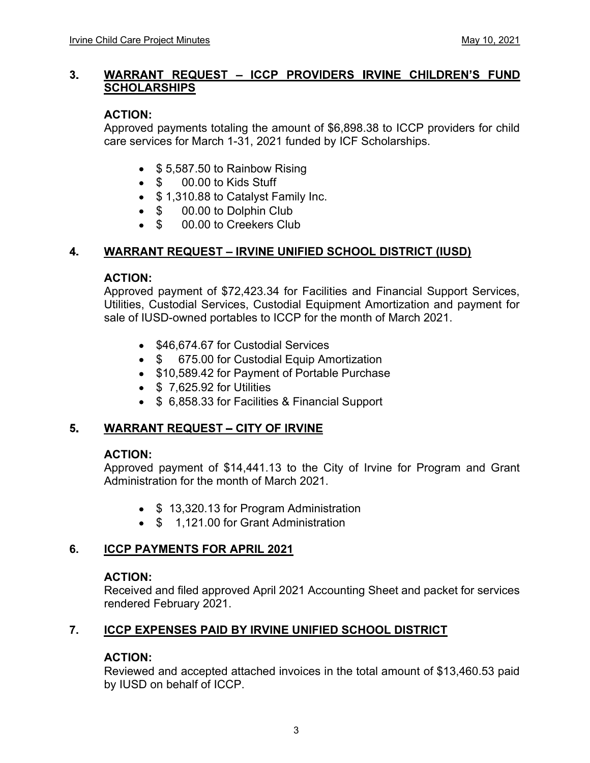## 3. WARRANT REQUEST – ICCP PROVIDERS IRVINE CHILDREN'S FUND SCHOLARSHIPS

**ACTION:**
Approved payments totaling the amount of $6,898.38 to ICCP providers for child care services for March 1-31, 2021 funded by ICF Scholarships.

- $ 5,587.50 to Rainbow Rising
- $ 00.00 to Kids Stuff
- $ 1,310.88 to Catalyst Family Inc.
- $ 00.00 to Dolphin Club
- $ 00.00 to Creekers Club

## 4. WARRANT REQUEST – IRVINE UNIFIED SCHOOL DISTRICT (IUSD)

**ACTION:**
Approved payment of $72,423.34 for Facilities and Financial Support Services, Utilities, Custodial Services, Custodial Equipment Amortization and payment for sale of IUSD-owned portables to ICCP for the month of March 2021.

- $46,674.67 for Custodial Services
- $ 675.00 for Custodial Equip Amortization
- $10,589.42 for Payment of Portable Purchase
- $ 7,625.92 for Utilities
- $ 6,858.33 for Facilities & Financial Support

## 5. WARRANT REQUEST – CITY OF IRVINE

**ACTION:**
Approved payment of $14,441.13 to the City of Irvine for Program and Grant Administration for the month of March 2021.

- $ 13,320.13 for Program Administration
- $ 1,121.00 for Grant Administration

## 6. ICCP PAYMENTS FOR APRIL 2021

**ACTION:**
Received and filed approved April 2021 Accounting Sheet and packet for services rendered February 2021.

## 7. ICCP EXPENSES PAID BY IRVINE UNIFIED SCHOOL DISTRICT

**ACTION:**
Reviewed and accepted attached invoices in the total amount of $13,460.53 paid by IUSD on behalf of ICCP.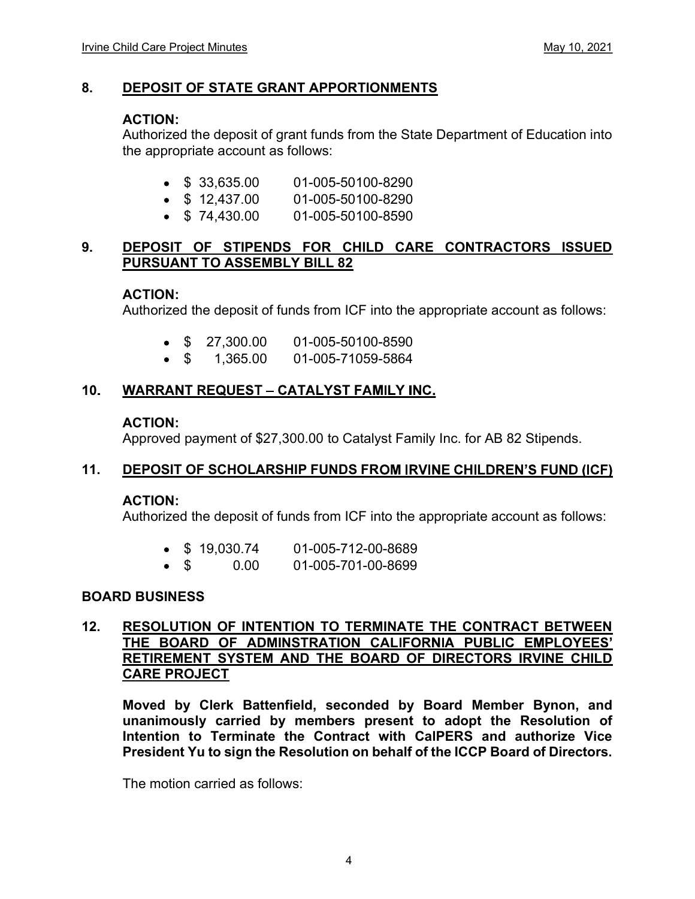## 8. DEPOSIT OF STATE GRANT APPORTIONMENTS

**ACTION:**
Authorized the deposit of grant funds from the State Department of Education into the appropriate account as follows:

- $ 33,635.00 01-005-50100-8290
- $ 12,437.00 01-005-50100-8290
- $ 74,430.00 01-005-50100-8590

## 9. DEPOSIT OF STIPENDS FOR CHILD CARE CONTRACTORS ISSUED PURSUANT TO ASSEMBLY BILL 82

**ACTION:**
Authorized the deposit of funds from ICF into the appropriate account as follows:

- $ 27,300.00 01-005-50100-8590
- $ 1,365.00 01-005-71059-5864

## 10. WARRANT REQUEST – CATALYST FAMILY INC.

**ACTION:**
Approved payment of $27,300.00 to Catalyst Family Inc. for AB 82 Stipends.

## 11. DEPOSIT OF SCHOLARSHIP FUNDS FROM IRVINE CHILDREN'S FUND (ICF)

**ACTION:**
Authorized the deposit of funds from ICF into the appropriate account as follows:

- $ 19,030.74 01-005-712-00-8689
- $ 0.00 01-005-701-00-8699

## BOARD BUSINESS

## 12. RESOLUTION OF INTENTION TO TERMINATE THE CONTRACT BETWEEN THE BOARD OF ADMINSTRATION CALIFORNIA PUBLIC EMPLOYEES' RETIREMENT SYSTEM AND THE BOARD OF DIRECTORS IRVINE CHILD CARE PROJECT

**Moved by Clerk Battenfield, seconded by Board Member Bynon, and unanimously carried by members present to adopt the Resolution of Intention to Terminate the Contract with CalPERS and authorize Vice President Yu to sign the Resolution on behalf of the ICCP Board of Directors.**

The motion carried as follows: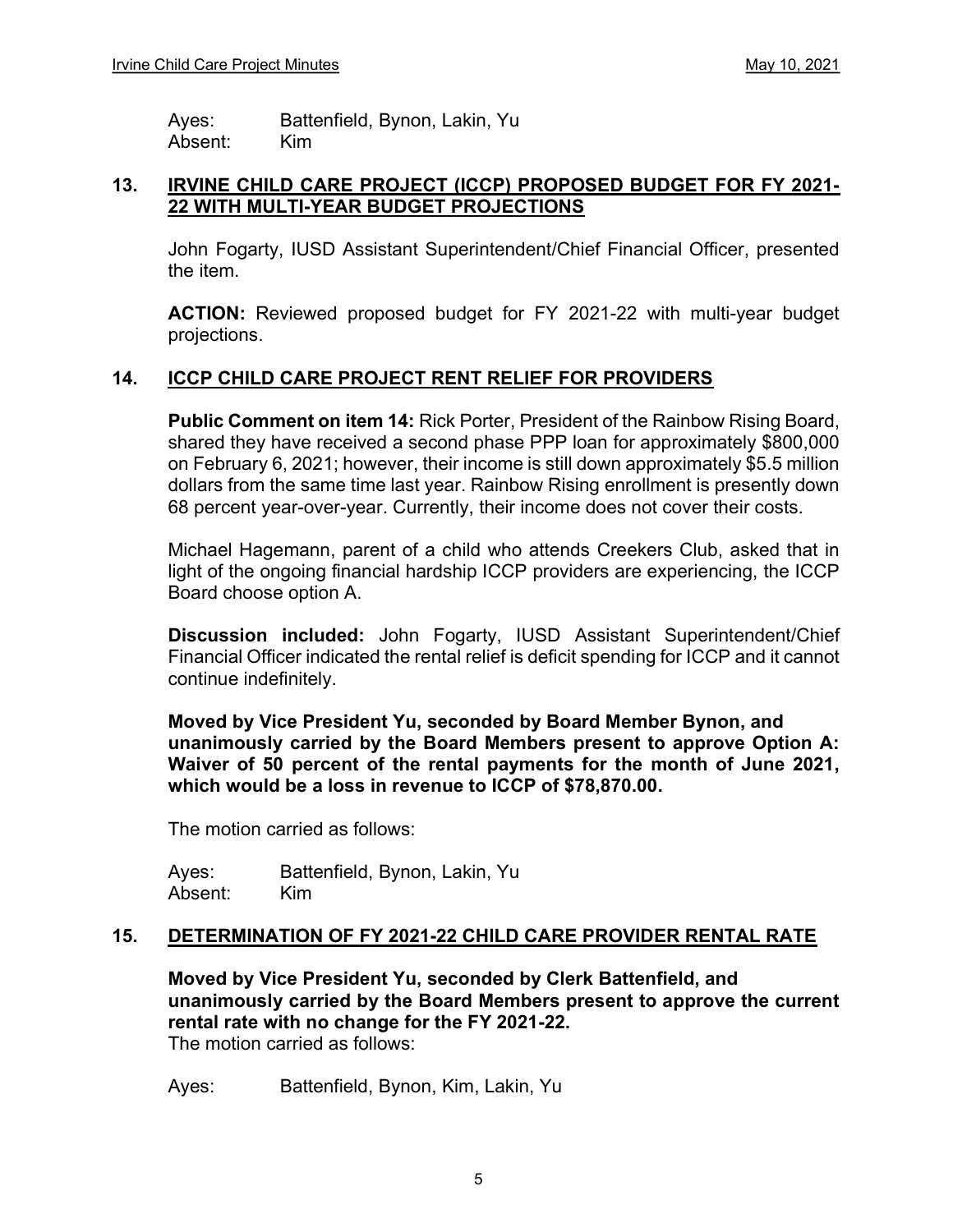Ayes: Battenfield, Bynon, Lakin, Yu
Absent: Kim

## 13. IRVINE CHILD CARE PROJECT (ICCP) PROPOSED BUDGET FOR FY 2021-22 WITH MULTI-YEAR BUDGET PROJECTIONS

John Fogarty, IUSD Assistant Superintendent/Chief Financial Officer, presented the item.

**ACTION:** Reviewed proposed budget for FY 2021-22 with multi-year budget projections.

## 14. ICCP CHILD CARE PROJECT RENT RELIEF FOR PROVIDERS

**Public Comment on item 14:** Rick Porter, President of the Rainbow Rising Board, shared they have received a second phase PPP loan for approximately $800,000 on February 6, 2021; however, their income is still down approximately $5.5 million dollars from the same time last year. Rainbow Rising enrollment is presently down 68 percent year-over-year. Currently, their income does not cover their costs.

Michael Hagemann, parent of a child who attends Creekers Club, asked that in light of the ongoing financial hardship ICCP providers are experiencing, the ICCP Board choose option A.

**Discussion included:** John Fogarty, IUSD Assistant Superintendent/Chief Financial Officer indicated the rental relief is deficit spending for ICCP and it cannot continue indefinitely.

**Moved by Vice President Yu, seconded by Board Member Bynon, and unanimously carried by the Board Members present to approve Option A: Waiver of 50 percent of the rental payments for the month of June 2021, which would be a loss in revenue to ICCP of $78,870.00.**

The motion carried as follows:

Ayes: Battenfield, Bynon, Lakin, Yu
Absent: Kim

## 15. DETERMINATION OF FY 2021-22 CHILD CARE PROVIDER RENTAL RATE

**Moved by Vice President Yu, seconded by Clerk Battenfield, and unanimously carried by the Board Members present to approve the current rental rate with no change for the FY 2021-22.**
The motion carried as follows:

Ayes: Battenfield, Bynon, Kim, Lakin, Yu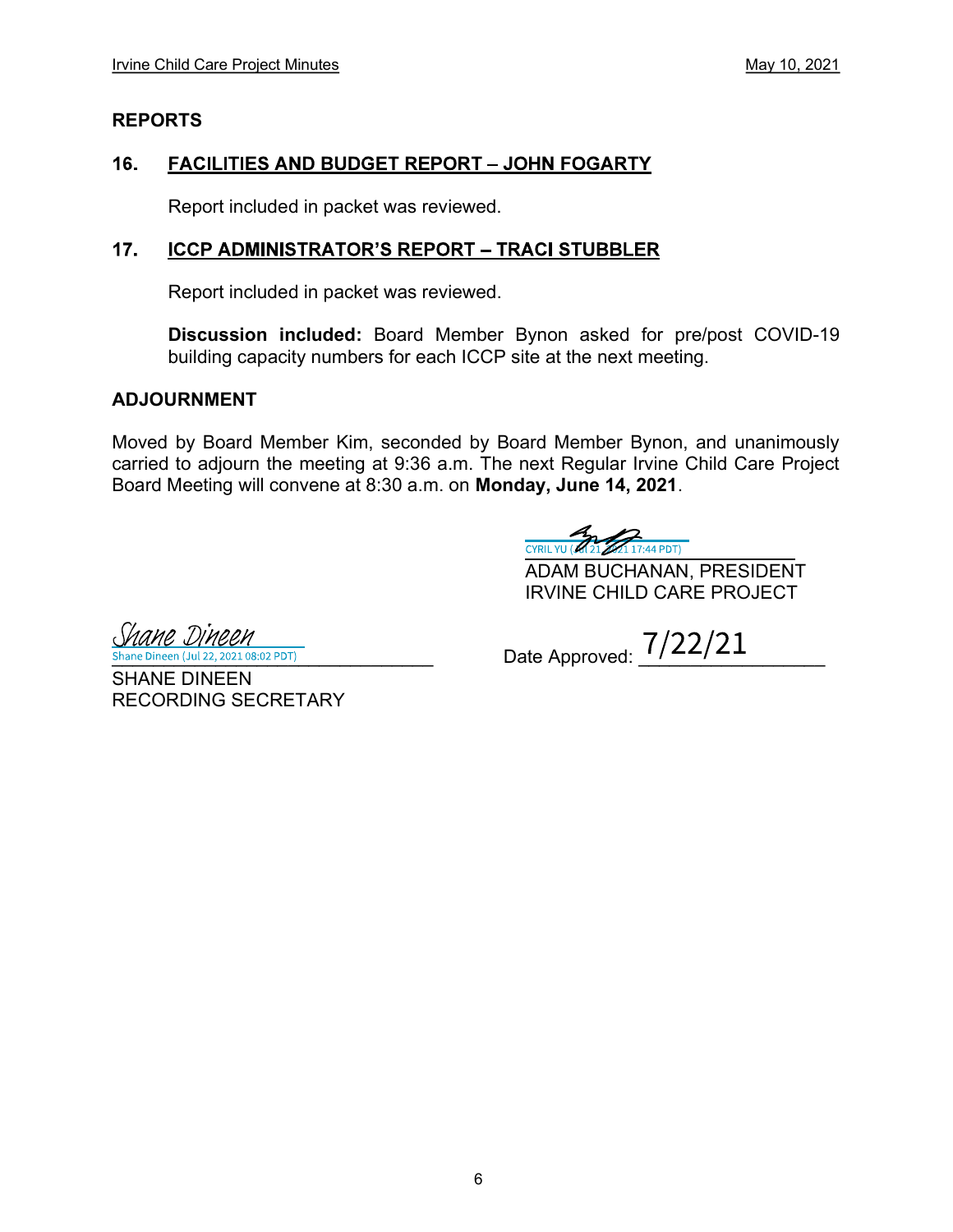## REPORTS

### 16. FACILITIES AND BUDGET REPORT – JOHN FOGARTY

Report included in packet was reviewed.

### 17. ICCP ADMINISTRATOR'S REPORT – TRACI STUBBLER

Report included in packet was reviewed.

**Discussion included:** Board Member Bynon asked for pre/post COVID-19 building capacity numbers for each ICCP site at the next meeting.

## ADJOURNMENT

Moved by Board Member Kim, seconded by Board Member Bynon, and unanimously carried to adjourn the meeting at 9:36 a.m. The next Regular Irvine Child Care Project Board Meeting will convene at 8:30 a.m. on **Monday, June 14, 2021**.

CYRIL YU (Jul 21, 2021 17:44 PDT)

ADAM BUCHANAN, PRESIDENT
IRVINE CHILD CARE PROJECT

Shane Dineen
Shane Dineen (Jul 22, 2021 08:02 PDT)

SHANE DINEEN
RECORDING SECRETARY

Date Approved: 7/22/21